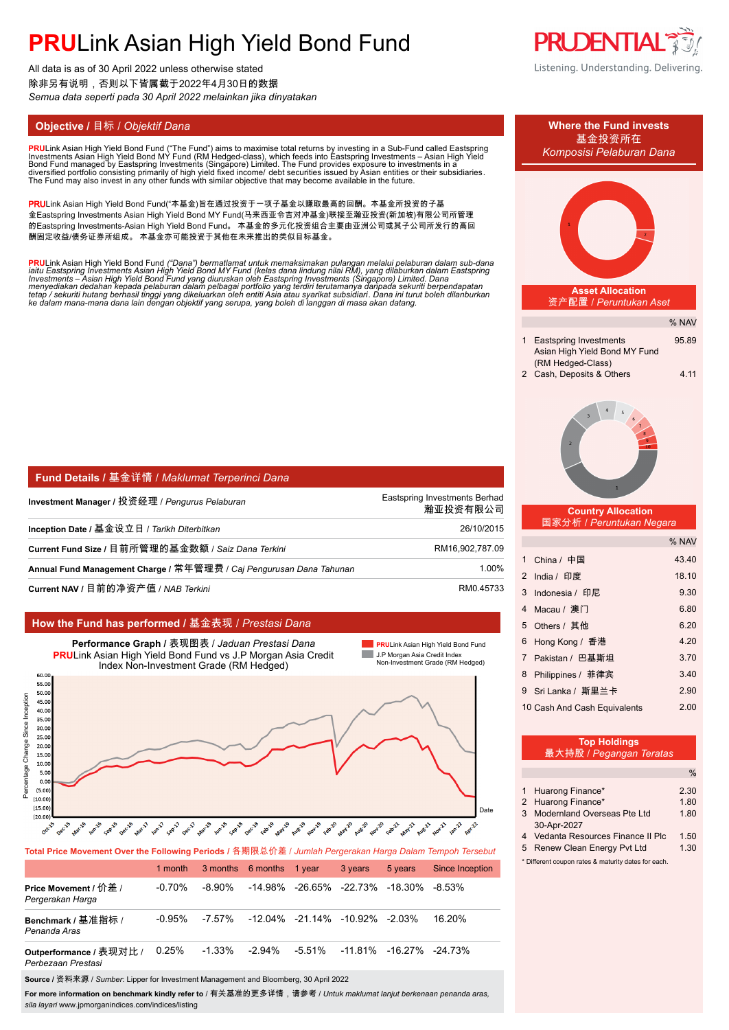# **PRU**Link Asian High Yield Bond Fund

All data is as of 30 April 2022 unless otherwise stated
除非另有说明，否则以下皆属截于2022年4月30日的数据
*Semua data seperti pada 30 April 2022 melainkan jika dinyatakan*

## Objective / 目标 / *Objektif Dana*

**PRU**Link Asian High Yield Bond Fund ("The Fund") aims to maximise total returns by investing in a Sub-Fund called Eastspring Investments Asian High Yield Bond MY Fund (RM Hedged-class), which feeds into Eastspring Investments – Asian High Yield Bond Fund managed by Eastspring Investments (Singapore) Limited. The Fund provides exposure to investments in a diversified portfolio consisting primarily of high yield fixed income/ debt securities issued by Asian entities or their subsidiaries. The Fund may also invest in any other funds with similar objective that may become available in the future.

**PRU**Link Asian High Yield Bond Fund("本基金)旨在通过投资于一项子基金以赚取最高的回酬。本基金所投资的子基金Eastspring Investments Asian High Yield Bond MY Fund(马来西亚令吉对冲基金)联接至瀚亚投资(新加坡)有限公司所管理的Eastspring Investments-Asian High Yield Bond Fund。 本基金的多元化投资组合主要由亚洲公司或其子公司所发行的高回酬固定收益/债务证券所组成。 本基金亦可能投资于其他在未来推出的类似目标基金。

*PRULink Asian High Yield Bond Fund ("Dana") bermatlamat untuk memaksimakan pulangan melalui pelaburan dalam sub-dana iaitu Eastspring Investments Asian High Yield Bond MY Fund (kelas dana lindung nilai RM), yang dilaburkan dalam Eastspring Investments – Asian High Yield Bond Fund yang diuruskan oleh Eastspring Investments (Singapore) Limited. Dana menyediakan dedahan kepada pelaburan dalam pelbagai portfolio yang terdiri terutamanya daripada sekuriti berpendapatan tetap / sekuriti hutang berhasil tinggi yang dikeluarkan oleh entiti Asia atau syarikat subsidiari. Dana ini turut boleh dilaburkan ke dalam mana-mana dana lain dengan objektif yang serupa, yang boleh di langgan di masa akan datang.*

## Fund Details / 基金详情 / *Maklumat Terperinci Dana*

| | |
|---|---|
| **Investment Manager** / 投资经理 / *Pengurus Pelaburan* | Eastspring Investments Berhad 瀚亚投资有限公司 |
| **Inception Date** / 基金设立日 / *Tarikh Diterbitkan* | 26/10/2015 |
| **Current Fund Size** / 目前所管理的基金数额 / *Saiz Dana Terkini* | RM16,902,787.09 |
| **Annual Fund Management Charge** / 常年管理费 / *Caj Pengurusan Dana Tahunan* | 1.00% |
| **Current NAV** / 目前的净资产值 / *NAB Terkini* | RM0.45733 |

## How the Fund has performed / 基金表现 / *Prestasi Dana*

**Performance Graph** / 表现图表 / *Jaduan Prestasi Dana*
**PRU**Link Asian High Yield Bond Fund vs J.P Morgan Asia Credit Index Non-Investment Grade (RM Hedged)

**Total Price Movement Over the Following Periods** / 各期限总价差 / *Jumlah Pergerakan Harga Dalam Tempoh Tersebut*

| | 1 month | 3 months | 6 months | 1 year | 3 years | 5 years | Since Inception |
|---|---|---|---|---|---|---|---|
| **Price Movement** / 价差 / *Pergerakan Harga* | -0.70% | -8.90% | -14.98% | -26.65% | -22.73% | -18.30% | -8.53% |
| **Benchmark** / 基准指标 / *Penanda Aras* | -0.95% | -7.57% | -12.04% | -21.14% | -10.92% | -2.03% | 16.20% |
| **Outperformance** / 表现对比 / *Perbezaan Prestasi* | 0.25% | -1.33% | -2.94% | -5.51% | -11.81% | -16.27% | -24.73% |

**Source** / 资料来源 / *Sumber*: Lipper for Investment Management and Bloomberg, 30 April 2022

**For more information on benchmark kindly refer to** / 有关基准的更多详情，请参考 / *Untuk maklumat lanjut berkenaan penanda aras, sila layari* www.jpmorganindices.com/indices/listing

## Where the Fund invests / 基金投资所在 / *Komposisi Pelaburan Dana*

### Asset Allocation / 资产配置 / *Peruntukan Aset*

| | | % NAV |
|---|---|---|
| 1 | Eastspring Investments Asian High Yield Bond MY Fund (RM Hedged-Class) | 95.89 |
| 2 | Cash, Deposits & Others | 4.11 |

### Country Allocation / 国家分析 / *Peruntukan Negara*

| | | % NAV |
|---|---|---|
| 1 | China / 中国 | 43.40 |
| 2 | India / 印度 | 18.10 |
| 3 | Indonesia / 印尼 | 9.30 |
| 4 | Macau / 澳门 | 6.80 |
| 5 | Others / 其他 | 6.20 |
| 6 | Hong Kong / 香港 | 4.20 |
| 7 | Pakistan / 巴基斯坦 | 3.70 |
| 8 | Philippines / 菲律宾 | 3.40 |
| 9 | Sri Lanka / 斯里兰卡 | 2.90 |
| 10 | Cash And Cash Equivalents | 2.00 |

### Top Holdings / 最大持股 / *Pegangan Teratas*

| | | % |
|---|---|---|
| 1 | Huarong Finance* | 2.30 |
| 2 | Huarong Finance* | 1.80 |
| 3 | Modernland Overseas Pte Ltd 30-Apr-2027 | 1.80 |
| 4 | Vedanta Resources Finance II Plc | 1.50 |
| 5 | Renew Clean Energy Pvt Ltd | 1.30 |

\* Different coupon rates & maturity dates for each.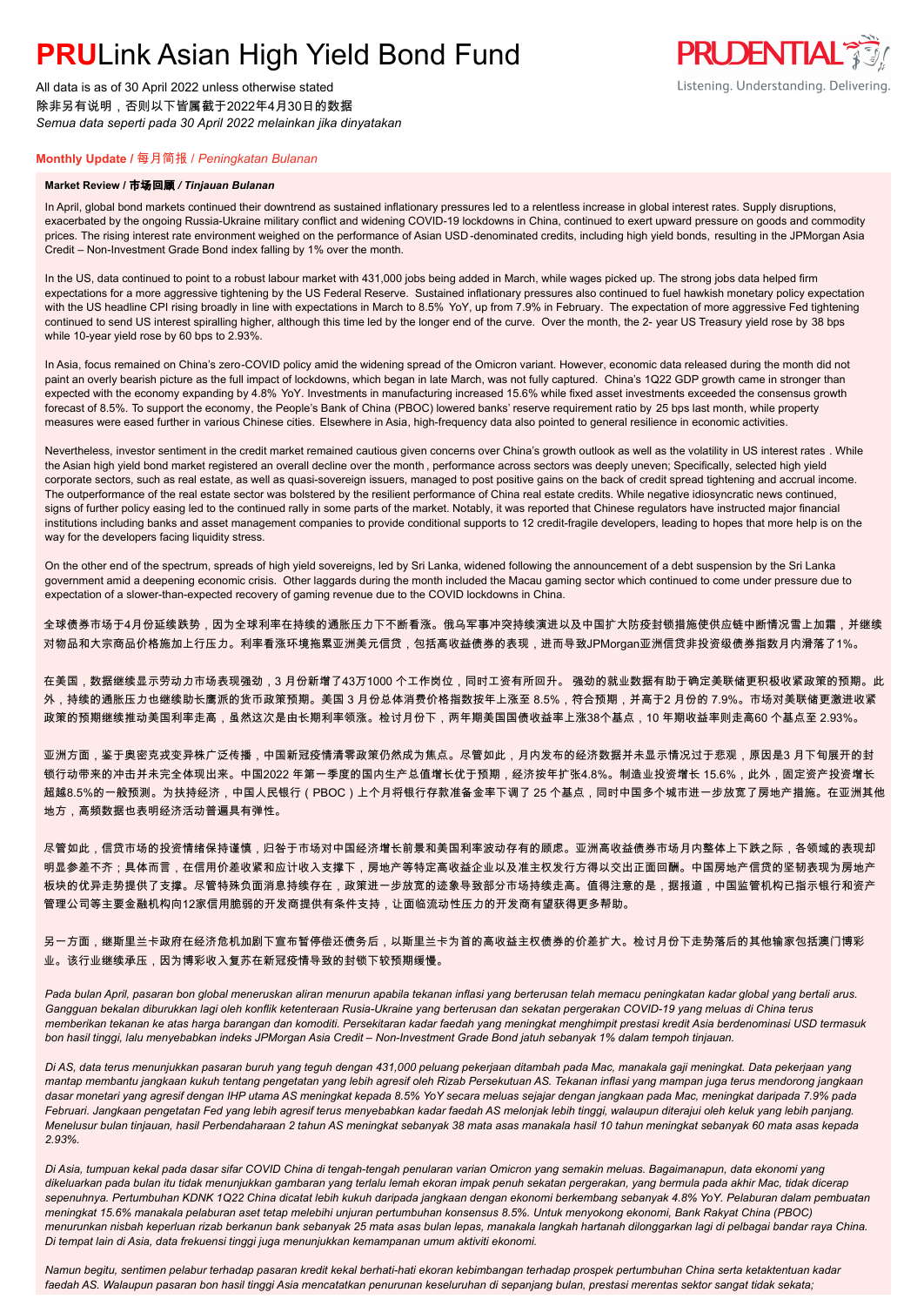# **PRU**Link Asian High Yield Bond Fund

All data is as of 30 April 2022 unless otherwise stated
除非另有说明，否则以下皆属截于2022年4月30日的数据
*Semua data seperti pada 30 April 2022 melainkan jika dinyatakan*

## Monthly Update / 每月简报 / *Peningkatan Bulanan*

### Market Review / 市场回顾 / *Tinjauan Bulanan*

In April, global bond markets continued their downtrend as sustained inflationary pressures led to a relentless increase in global interest rates. Supply disruptions, exacerbated by the ongoing Russia-Ukraine military conflict and widening COVID-19 lockdowns in China, continued to exert upward pressure on goods and commodity prices. The rising interest rate environment weighed on the performance of Asian USD-denominated credits, including high yield bonds, resulting in the JPMorgan Asia Credit – Non-Investment Grade Bond index falling by 1% over the month.

In the US, data continued to point to a robust labour market with 431,000 jobs being added in March, while wages picked up. The strong jobs data helped firm expectations for a more aggressive tightening by the US Federal Reserve. Sustained inflationary pressures also continued to fuel hawkish monetary policy expectation with the US headline CPI rising broadly in line with expectations in March to 8.5% YoY, up from 7.9% in February. The expectation of more aggressive Fed tightening continued to send US interest spiralling higher, although this time led by the longer end of the curve. Over the month, the 2- year US Treasury yield rose by 38 bps while 10-year yield rose by 60 bps to 2.93%.

In Asia, focus remained on China's zero-COVID policy amid the widening spread of the Omicron variant. However, economic data released during the month did not paint an overly bearish picture as the full impact of lockdowns, which began in late March, was not fully captured. China's 1Q22 GDP growth came in stronger than expected with the economy expanding by 4.8% YoY. Investments in manufacturing increased 15.6% while fixed asset investments exceeded the consensus growth forecast of 8.5%. To support the economy, the People's Bank of China (PBOC) lowered banks' reserve requirement ratio by 25 bps last month, while property measures were eased further in various Chinese cities. Elsewhere in Asia, high-frequency data also pointed to general resilience in economic activities.

Nevertheless, investor sentiment in the credit market remained cautious given concerns over China's growth outlook as well as the volatility in US interest rates. While the Asian high yield bond market registered an overall decline over the month, performance across sectors was deeply uneven; Specifically, selected high yield corporate sectors, such as real estate, as well as quasi-sovereign issuers, managed to post positive gains on the back of credit spread tightening and accrual income. The outperformance of the real estate sector was bolstered by the resilient performance of China real estate credits. While negative idiosyncratic news continued, signs of further policy easing led to the continued rally in some parts of the market. Notably, it was reported that Chinese regulators have instructed major financial institutions including banks and asset management companies to provide conditional supports to 12 credit-fragile developers, leading to hopes that more help is on the way for the developers facing liquidity stress.

On the other end of the spectrum, spreads of high yield sovereigns, led by Sri Lanka, widened following the announcement of a debt suspension by the Sri Lanka government amid a deepening economic crisis. Other laggards during the month included the Macau gaming sector which continued to come under pressure due to expectation of a slower-than-expected recovery of gaming revenue due to the COVID lockdowns in China.

全球债券市场于4月份延续跌势，因为全球利率在持续的通胀压力下不断看涨。俄乌军事冲突持续演进以及中国扩大防疫封锁措施使供应链中断情况雪上加霜，并继续对物品和大宗商品价格施加上行压力。利率看涨环境拖累亚洲美元信贷，包括高收益债券的表现，进而导致JPMorgan亚洲信贷非投资级债券指数月内滑落了1%。

在美国，数据继续显示劳动力市场表现强劲，3 月份新增了43万1000 个工作岗位，同时工资有所回升。 强劲的就业数据有助于确定美联储更积极收紧政策的预期。此外，持续的通胀压力也继续助长鹰派的货币政策预期。美国 3 月份总体消费价格指数按年上涨至 8.5%，符合预期，并高于2 月份的 7.9%。市场对美联储更激进收紧政策的预期继续推动美国利率走高，虽然这次是由长期利率领涨。检讨月份下，两年期美国国债收益率上涨38个基点，10 年期收益率则走高60 个基点至 2.93%。

亚洲方面，鉴于奥密克戎变异株广泛传播，中国新冠疫情清零政策仍然成为焦点。尽管如此，月内发布的经济数据并未显示情况过于悲观，原因是3 月下旬展开的封锁行动带来的冲击并未完全体现出来。中国2022 年第一季度的国内生产总值增长优于预期，经济按年扩张4.8%。制造业投资增长 15.6%，此外，固定资产投资增长超越8.5%的一般预测。为扶持经济，中国人民银行（PBOC）上个月将银行存款准备金率下调了 25 个基点，同时中国多个城市进一步放宽了房地产措施。在亚洲其他地方，高频数据也表明经济活动普遍具有弹性。

尽管如此，信贷市场的投资情绪保持谨慎，归咎于市场对中国经济增长前景和美国利率波动存有的顾虑。亚洲高收益债券市场月内整体上下跌之际，各领域的表现却明显参差不齐；具体而言，在信用价差收紧和应计收入支撑下，房地产等特定高收益企业以及准主权发行方得以交出正面回酬。中国房地产信贷的坚韧表现为房地产板块的优异走势提供了支撑。尽管特殊负面消息持续存在，政策进一步放宽的迹象导致部分市场持续走高。值得注意的是，据报道，中国监管机构已指示银行和资产管理公司等主要金融机构向12家信用脆弱的开发商提供有条件支持，让面临流动性压力的开发商有望获得更多帮助。

另一方面，继斯里兰卡政府在经济危机加剧下宣布暂停偿还债务后，以斯里兰卡为首的高收益主权债券的价差扩大。检讨月份下走势落后的其他输家包括澳门博彩业。该行业继续承压，因为博彩收入复苏在新冠疫情导致的封锁下较预期缓慢。

*Pada bulan April, pasaran bon global meneruskan aliran menurun apabila tekanan inflasi yang berterusan telah memacu peningkatan kadar global yang bertali arus. Gangguan bekalan diburukkan lagi oleh konflik ketenteraan Rusia-Ukraine yang berterusan dan sekatan pergerakan COVID-19 yang meluas di China terus memberikan tekanan ke atas harga barangan dan komoditi. Persekitaran kadar faedah yang meningkat menghimpit prestasi kredit Asia berdenominasi USD termasuk bon hasil tinggi, lalu menyebabkan indeks JPMorgan Asia Credit – Non-Investment Grade Bond jatuh sebanyak 1% dalam tempoh tinjauan.*

*Di AS, data terus menunjukkan pasaran buruh yang teguh dengan 431,000 peluang pekerjaan ditambah pada Mac, manakala gaji meningkat. Data pekerjaan yang mantap membantu jangkaan kukuh tentang pengetatan yang lebih agresif oleh Rizab Persekutuan AS. Tekanan inflasi yang mampan juga terus mendorong jangkaan dasar monetari yang agresif dengan IHP utama AS meningkat kepada 8.5% YoY secara meluas sejajar dengan jangkaan pada Mac, meningkat daripada 7.9% pada Februari. Jangkaan pengetatan Fed yang lebih agresif terus menyebabkan kadar faedah AS melonjak lebih tinggi, walaupun diterajui oleh keluk yang lebih panjang. Menelusur bulan tinjauan, hasil Perbendaharaan 2 tahun AS meningkat sebanyak 38 mata asas manakala hasil 10 tahun meningkat sebanyak 60 mata asas kepada 2.93%.*

*Di Asia, tumpuan kekal pada dasar sifar COVID China di tengah-tengah penularan varian Omicron yang semakin meluas. Bagaimanapun, data ekonomi yang dikeluarkan pada bulan itu tidak menunjukkan gambaran yang terlalu lemah ekoran impak penuh sekatan pergerakan, yang bermula pada akhir Mac, tidak dicerap sepenuhnya. Pertumbuhan KDNK 1Q22 China dicatat lebih kukuh daripada jangkaan dengan ekonomi berkembang sebanyak 4.8% YoY. Pelaburan dalam pembuatan meningkat 15.6% manakala pelaburan aset tetap melebihi unjuran pertumbuhan konsensus 8.5%. Untuk menyokong ekonomi, Bank Rakyat China (PBOC) menurunkan nisbah keperluan rizab berkanun bank sebanyak 25 mata asas bulan lepas, manakala langkah hartanah dilonggarkan lagi di pelbagai bandar raya China. Di tempat lain di Asia, data frekuensi tinggi juga menunjukkan kemampanan umum aktiviti ekonomi.*

*Namun begitu, sentimen pelabur terhadap pasaran kredit kekal berhati-hati ekoran kebimbangan terhadap prospek pertumbuhan China serta ketaktentuan kadar faedah AS. Walaupun pasaran bon hasil tinggi Asia mencatatkan penurunan keseluruhan di sepanjang bulan, prestasi merentas sektor sangat tidak sekata;*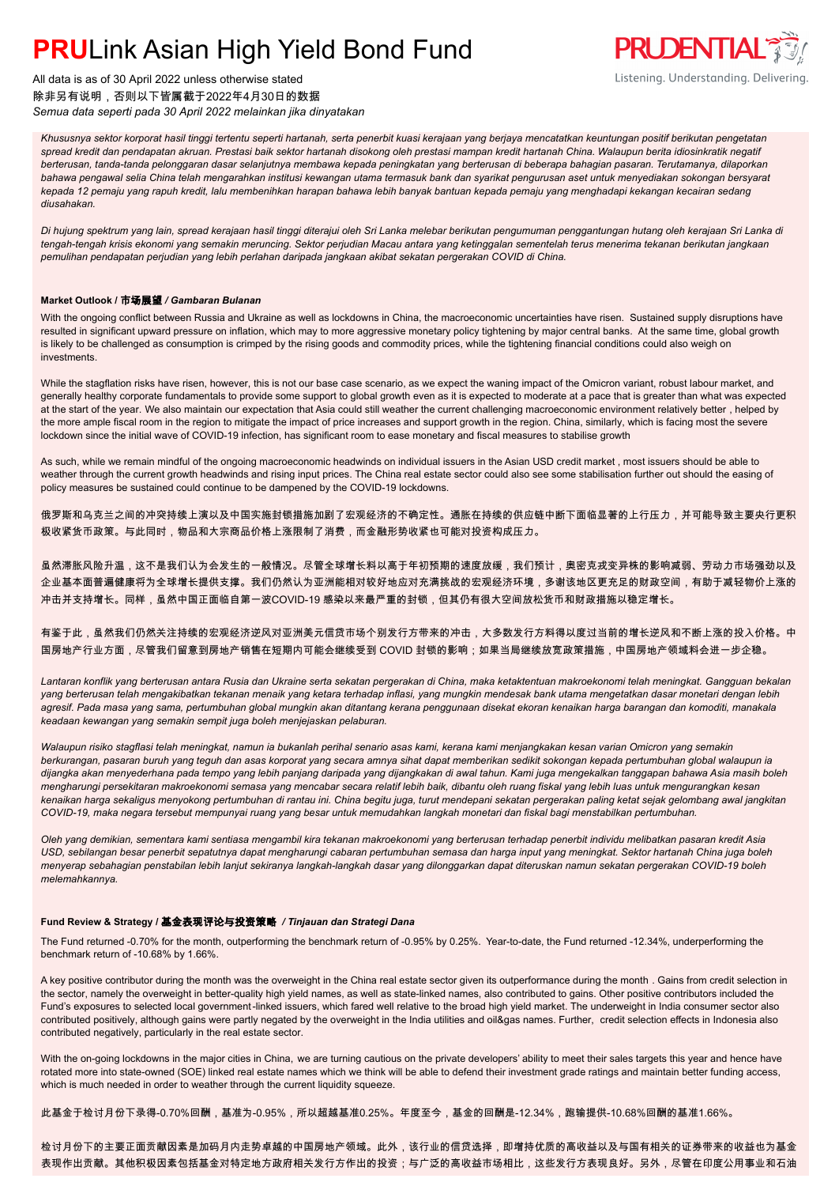*Khususnya sektor korporat hasil tinggi tertentu seperti hartanah, serta penerbit kuasi kerajaan yang berjaya mencatatkan keuntungan positif berikutan pengetatan spread kredit dan pendapatan akruan. Prestasi baik sektor hartanah disokong oleh prestasi mampan kredit hartanah China. Walaupun berita idiosinkratik negatif berterusan, tanda-tanda pelonggaran dasar selanjutnya membawa kepada peningkatan yang berterusan di beberapa bahagian pasaran. Terutamanya, dilaporkan bahawa pengawal selia China telah mengarahkan institusi kewangan utama termasuk bank dan syarikat pengurusan aset untuk menyediakan sokongan bersyarat kepada 12 pemaju yang rapuh kredit, lalu membenihkan harapan bahawa lebih banyak bantuan kepada pemaju yang menghadapi kekangan kecairan sedang diusahakan.*

*Di hujung spektrum yang lain, spread kerajaan hasil tinggi diterajui oleh Sri Lanka melebar berikutan pengumuman penggantungan hutang oleh kerajaan Sri Lanka di tengah-tengah krisis ekonomi yang semakin meruncing. Sektor perjudian Macau antara yang ketinggalan sementelah terus menerima tekanan berikutan jangkaan pemulihan pendapatan perjudian yang lebih perlahan daripada jangkaan akibat sekatan pergerakan COVID di China.*

### Market Outlook / 市场展望 / *Gambaran Bulanan*

With the ongoing conflict between Russia and Ukraine as well as lockdowns in China, the macroeconomic uncertainties have risen. Sustained supply disruptions have resulted in significant upward pressure on inflation, which may to more aggressive monetary policy tightening by major central banks. At the same time, global growth is likely to be challenged as consumption is crimped by the rising goods and commodity prices, while the tightening financial conditions could also weigh on investments.

While the stagflation risks have risen, however, this is not our base case scenario, as we expect the waning impact of the Omicron variant, robust labour market, and generally healthy corporate fundamentals to provide some support to global growth even as it is expected to moderate at a pace that is greater than what was expected at the start of the year. We also maintain our expectation that Asia could still weather the current challenging macroeconomic environment relatively better , helped by the more ample fiscal room in the region to mitigate the impact of price increases and support growth in the region. China, similarly, which is facing most the severe lockdown since the initial wave of COVID-19 infection, has significant room to ease monetary and fiscal measures to stabilise growth

As such, while we remain mindful of the ongoing macroeconomic headwinds on individual issuers in the Asian USD credit market , most issuers should be able to weather through the current growth headwinds and rising input prices. The China real estate sector could also see some stabilisation further out should the easing of policy measures be sustained could continue to be dampened by the COVID-19 lockdowns.

俄罗斯和乌克兰之间的冲突持续上演以及中国实施封锁措施加剧了宏观经济的不确定性。通胀在持续的供应链中断下面临显著的上行压力，并可能导致主要央行更积极收紧货币政策。与此同时，物品和大宗商品价格上涨限制了消费，而金融形势收紧也可能对投资构成压力。

虽然滞胀风险升温，这不是我们认为会发生的一般情况。尽管全球增长料以高于年初预期的速度放缓，我们预计，奥密克戎变异株的影响减弱、劳动力市场强劲以及企业基本面普遍健康将为全球增长提供支撑。我们仍然认为亚洲能相对较好地应对充满挑战的宏观经济环境，多谢该地区更充足的财政空间，有助于减轻物价上涨的冲击并支持增长。同样，虽然中国正面临自第一波COVID-19 感染以来最严重的封锁，但其仍有很大空间放松货币和财政措施以稳定增长。

有鉴于此，虽然我们仍然关注持续的宏观经济逆风对亚洲美元信贷市场个别发行方带来的冲击，大多数发行方应料得以度过当前的增长逆风和不断上涨的投入价格。中国房地产行业方面，尽管我们留意到房地产销售在短期内可能会继续受到 COVID 封锁的影响；如果当局继续放宽政策措施，中国房地产领域料会进一步企稳。

*Lantaran konflik yang berterusan antara Rusia dan Ukraine serta sekatan pergerakan di China, maka ketaktentuan makroekonomi telah meningkat. Gangguan bekalan yang berterusan telah mengakibatkan tekanan menaik yang ketara terhadap inflasi, yang mungkin mendesak bank utama mengetatkan dasar monetari dengan lebih agresif. Pada masa yang sama, pertumbuhan global mungkin akan ditantang kerana penggunaan disekat ekoran kenaikan harga barangan dan komoditi, manakala keadaan kewangan yang semakin sempit juga boleh menjejaskan pelaburan.*

*Walaupun risiko stagflasi telah meningkat, namun ia bukanlah perihal senario asas kami, kerana kami menjangkakan kesan varian Omicron yang semakin berkurangan, pasaran buruh yang teguh dan asas korporat yang secara amnya sihat dapat memberikan sedikit sokongan kepada pertumbuhan global walaupun ia dijangka akan menyederhana pada tempo yang lebih panjang daripada yang dijangkakan di awal tahun. Kami juga mengekalkan tanggapan bahawa Asia masih boleh mengharungi persekitaran makroekonomi semasa yang mencabar secara relatif lebih baik, dibantu oleh ruang fiskal yang lebih luas untuk mengurangkan kesan kenaikan harga sekaligus menyokong pertumbuhan di rantau ini. China begitu juga, turut mendepani sekatan pergerakan paling ketat sejak gelombang awal jangkitan COVID-19, maka negara tersebut mempunyai ruang yang besar untuk memudahkan langkah monetari dan fiskal bagi menstabilkan pertumbuhan.*

*Oleh yang demikian, sementara kami sentiasa mengambil kira tekanan makroekonomi yang berterusan terhadap penerbit individu melibatkan pasaran kredit Asia USD, sebilangan besar penerbit sepatutnya dapat mengharungi cabaran pertumbuhan semasa dan harga input yang meningkat. Sektor hartanah China juga boleh menyerap sebahagian penstabilan lebih lanjut sekiranya langkah-langkah dasar yang dilonggarkan dapat diteruskan namun sekatan pergerakan COVID-19 boleh melemahkannya.*

### Fund Review & Strategy / 基金表现评论与投资策略 / *Tinjauan dan Strategi Dana*

The Fund returned -0.70% for the month, outperforming the benchmark return of -0.95% by 0.25%. Year-to-date, the Fund returned -12.34%, underperforming the benchmark return of -10.68% by 1.66%.

A key positive contributor during the month was the overweight in the China real estate sector given its outperformance during the month . Gains from credit selection in the sector, namely the overweight in better-quality high yield names, as well as state-linked names, also contributed to gains. Other positive contributors included the Fund's exposures to selected local government-linked issuers, which fared well relative to the broad high yield market. The underweight in India consumer sector also contributed positively, although gains were partly negated by the overweight in the India utilities and oil&gas names. Further, credit selection effects in Indonesia also contributed negatively, particularly in the real estate sector.

With the on-going lockdowns in the major cities in China, we are turning cautious on the private developers' ability to meet their sales targets this year and hence have rotated more into state-owned (SOE) linked real estate names which we think will be able to defend their investment grade ratings and maintain better funding access, which is much needed in order to weather through the current liquidity squeeze.

此基金于检讨月份下录得-0.70%回酬，基准为-0.95%，所以超越基准0.25%。年度至今，基金的回酬是-12.34%，跑输提供-10.68%回酬的基准1.66%。

检讨月份下的主要正面贡献因素是加码月内走势卓越的中国房地产领域。此外，该行业的信贷选择，即增持优质的高收益以及与国有相关的证券带来的收益也为基金表现作出贡献。其他积极因素包括基金对特定地方政府相关发行方作出的投资；与广泛的高收益市场相比，这些发行方表现良好。另外，尽管在印度公用事业和石油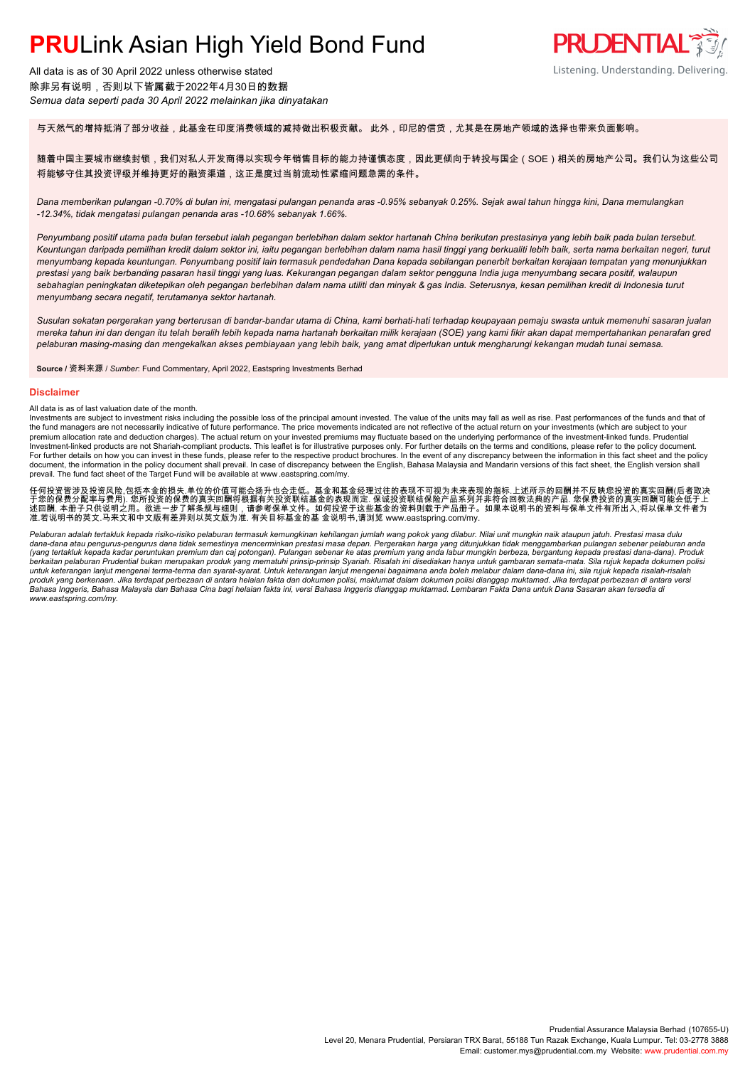# **PRU**Link Asian High Yield Bond Fund

All data is as of 30 April 2022 unless otherwise stated
除非另有说明，否则以下皆属截于2022年4月30日的数据
*Semua data seperti pada 30 April 2022 melainkan jika dinyatakan*

Listening. Understanding. Delivering.

与天然气的增持抵消了部分收益，此基金在印度消费领域的减持做出积极贡献。 此外，印尼的信贷，尤其是在房地产领域的选择也带来负面影响。

随着中国主要城市继续封锁，我们对私人开发商得以实现今年销售目标的能力持谨慎态度，因此更倾向于转投与国企（SOE）相关的房地产公司。我们认为这些公司将能够守住其投资评级并维持更好的融资渠道，这正是度过当前流动性紧缩问题急需的条件。

*Dana memberikan pulangan -0.70% di bulan ini, mengatasi pulangan penanda aras -0.95% sebanyak 0.25%. Sejak awal tahun hingga kini, Dana memulangkan -12.34%, tidak mengatasi pulangan penanda aras -10.68% sebanyak 1.66%.*

*Penyumbang positif utama pada bulan tersebut ialah pegangan berlebihan dalam sektor hartanah China berikutan prestasinya yang lebih baik pada bulan tersebut. Keuntungan daripada pemilihan kredit dalam sektor ini, iaitu pegangan berlebihan dalam nama hasil tinggi yang berkualiti lebih baik, serta nama berkaitan negeri, turut menyumbang kepada keuntungan. Penyumbang positif lain termasuk pendedahan Dana kepada sebilangan penerbit berkaitan kerajaan tempatan yang menunjukkan prestasi yang baik berbanding pasaran hasil tinggi yang luas. Kekurangan pegangan dalam sektor pengguna India juga menyumbang secara positif, walaupun sebahagian peningkatan diketepikan oleh pegangan berlebihan dalam nama utiliti dan minyak & gas India. Seterusnya, kesan pemilihan kredit di Indonesia turut menyumbang secara negatif, terutamanya sektor hartanah.*

*Susulan sekatan pergerakan yang berterusan di bandar-bandar utama di China, kami berhati-hati terhadap keupayaan pemaju swasta untuk memenuhi sasaran jualan mereka tahun ini dan dengan itu telah beralih lebih kepada nama hartanah berkaitan milik kerajaan (SOE) yang kami fikir akan dapat mempertahankan penarafan gred pelaburan masing-masing dan mengekalkan akses pembiayaan yang lebih baik, yang amat diperlukan untuk mengharungi kekangan mudah tunai semasa.*

**Source /** 资料来源 / *Sumber*: Fund Commentary, April 2022, Eastspring Investments Berhad

## Disclaimer

All data is as of last valuation date of the month.
Investments are subject to investment risks including the possible loss of the principal amount invested. The value of the units may fall as well as rise. Past performances of the funds and that of the fund managers are not necessarily indicative of future performance. The price movements indicated are not reflective of the actual return on your investments (which are subject to your premium allocation rate and deduction charges). The actual return on your invested premiums may fluctuate based on the underlying performance of the investment-linked funds. Prudential Investment-linked products are not Shariah-compliant products. This leaflet is for illustrative purposes only. For further details on the terms and conditions, please refer to the policy document. For further details on how you can invest in these funds, please refer to the respective product brochures. In the event of any discrepancy between the information in this fact sheet and the policy document, the information in the policy document shall prevail. In case of discrepancy between the English, Bahasa Malaysia and Mandarin versions of this fact sheet, the English version shall prevail. The fund fact sheet of the Target Fund will be available at www.eastspring.com/my.

任何投资皆涉及投资风险,包括本金的损失.单位的价值可能会扬升也会走低。基金和基金经理过往的表现不可视为未来表现的指标.上述所示的回酬并不反映您投资的真实回酬(后者取决于您的保费分配率与费用). 您所投资的保费的真实回酬将根据有关投资联结基金的表现而定. 保诚投资联结保险产品系列并非符合回教法典的产品. 您保费投资的真实回酬可能会低于上述回酬. 本册子只供说明之用。欲进一步了解条规与细则，请参考保单文件。如何投资于这些基金的资料则载于产品册子。如果本说明书的资料与保单文件有所出入,将以保单文件者为准.若说明书的英文.马来文和中文版有差异则以英文版为准. 有关目标基金的基 金说明书,请浏览 www.eastspring.com/my.

*Pelaburan adalah tertakluk kepada risiko-risiko pelaburan termasuk kemungkinan kehilangan jumlah wang pokok yang dilabur. Nilai unit mungkin naik ataupun jatuh. Prestasi masa dulu dana-dana atau pengurus-pengurus dana tidak semestinya mencerminkan prestasi masa depan. Pergerakan harga yang ditunjukkan tidak menggambarkan pulangan sebenar pelaburan anda (yang tertakluk kepada kadar peruntukan premium dan caj potongan). Pulangan sebenar ke atas premium yang anda labur mungkin berbeza, bergantung kepada prestasi dana-dana). Produk berkaitan pelaburan Prudential bukan merupakan produk yang mematuhi prinsip-prinsip Syariah. Risalah ini disediakan hanya untuk gambaran semata-mata. Sila rujuk kepada dokumen polisi untuk keterangan lanjut mengenai terma-terma dan syarat-syarat. Untuk keterangan lanjut mengenai bagaimana anda boleh melabur dalam dana-dana ini, sila rujuk kepada risalah-risalah produk yang berkenaan. Jika terdapat perbezaan di antara helaian fakta dan dokumen polisi, maklumat dalam dokumen polisi dianggap muktamad. Jika terdapat perbezaan di antara versi Bahasa Inggeris, Bahasa Malaysia dan Bahasa Cina bagi helaian fakta ini, versi Bahasa Inggeris dianggap muktamad. Lembaran Fakta Dana untuk Dana Sasaran akan tersedia di www.eastspring.com/my.*

Prudential Assurance Malaysia Berhad (107655-U)
Level 20, Menara Prudential, Persiaran TRX Barat, 55188 Tun Razak Exchange, Kuala Lumpur. Tel: 03-2778 3888
Email: customer.mys@prudential.com.my Website: www.prudential.com.my